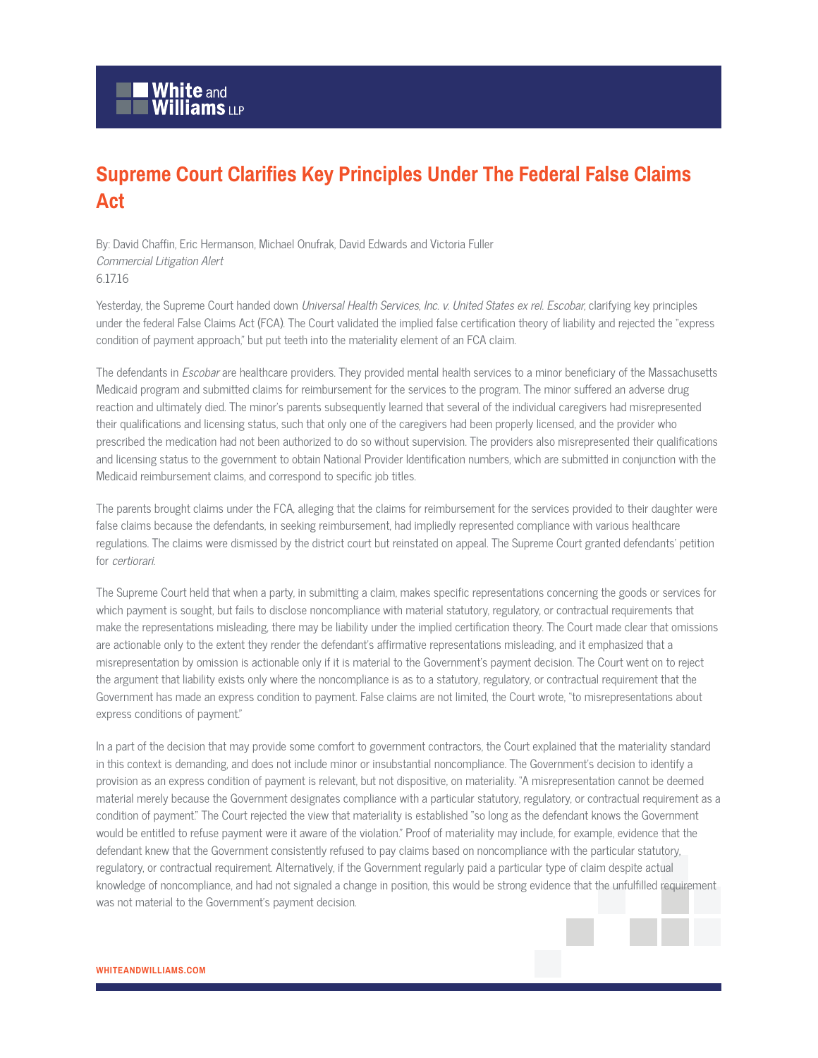# Supreme Court Clarifies Key Principles Under The Federal False Claims Act

By: David Chaffin, Eric Hermanson, Michael Onufrak, David Edwards and Victoria Fuller
*Commercial Litigation Alert*
6.17.16

Yesterday, the Supreme Court handed down *Universal Health Services, Inc. v. United States ex rel. Escobar*, clarifying key principles under the federal False Claims Act (FCA). The Court validated the implied false certification theory of liability and rejected the "express condition of payment approach," but put teeth into the materiality element of an FCA claim.

The defendants in *Escobar* are healthcare providers. They provided mental health services to a minor beneficiary of the Massachusetts Medicaid program and submitted claims for reimbursement for the services to the program. The minor suffered an adverse drug reaction and ultimately died. The minor's parents subsequently learned that several of the individual caregivers had misrepresented their qualifications and licensing status, such that only one of the caregivers had been properly licensed, and the provider who prescribed the medication had not been authorized to do so without supervision. The providers also misrepresented their qualifications and licensing status to the government to obtain National Provider Identification numbers, which are submitted in conjunction with the Medicaid reimbursement claims, and correspond to specific job titles.

The parents brought claims under the FCA, alleging that the claims for reimbursement for the services provided to their daughter were false claims because the defendants, in seeking reimbursement, had impliedly represented compliance with various healthcare regulations. The claims were dismissed by the district court but reinstated on appeal. The Supreme Court granted defendants' petition for *certiorari*.

The Supreme Court held that when a party, in submitting a claim, makes specific representations concerning the goods or services for which payment is sought, but fails to disclose noncompliance with material statutory, regulatory, or contractual requirements that make the representations misleading, there may be liability under the implied certification theory. The Court made clear that omissions are actionable only to the extent they render the defendant's affirmative representations misleading, and it emphasized that a misrepresentation by omission is actionable only if it is material to the Government's payment decision. The Court went on to reject the argument that liability exists only where the noncompliance is as to a statutory, regulatory, or contractual requirement that the Government has made an express condition to payment. False claims are not limited, the Court wrote, "to misrepresentations about express conditions of payment."

In a part of the decision that may provide some comfort to government contractors, the Court explained that the materiality standard in this context is demanding, and does not include minor or insubstantial noncompliance. The Government's decision to identify a provision as an express condition of payment is relevant, but not dispositive, on materiality. "A misrepresentation cannot be deemed material merely because the Government designates compliance with a particular statutory, regulatory, or contractual requirement as a condition of payment." The Court rejected the view that materiality is established "so long as the defendant knows the Government would be entitled to refuse payment were it aware of the violation." Proof of materiality may include, for example, evidence that the defendant knew that the Government consistently refused to pay claims based on noncompliance with the particular statutory, regulatory, or contractual requirement. Alternatively, if the Government regularly paid a particular type of claim despite actual knowledge of noncompliance, and had not signaled a change in position, this would be strong evidence that the unfulfilled requirement was not material to the Government's payment decision.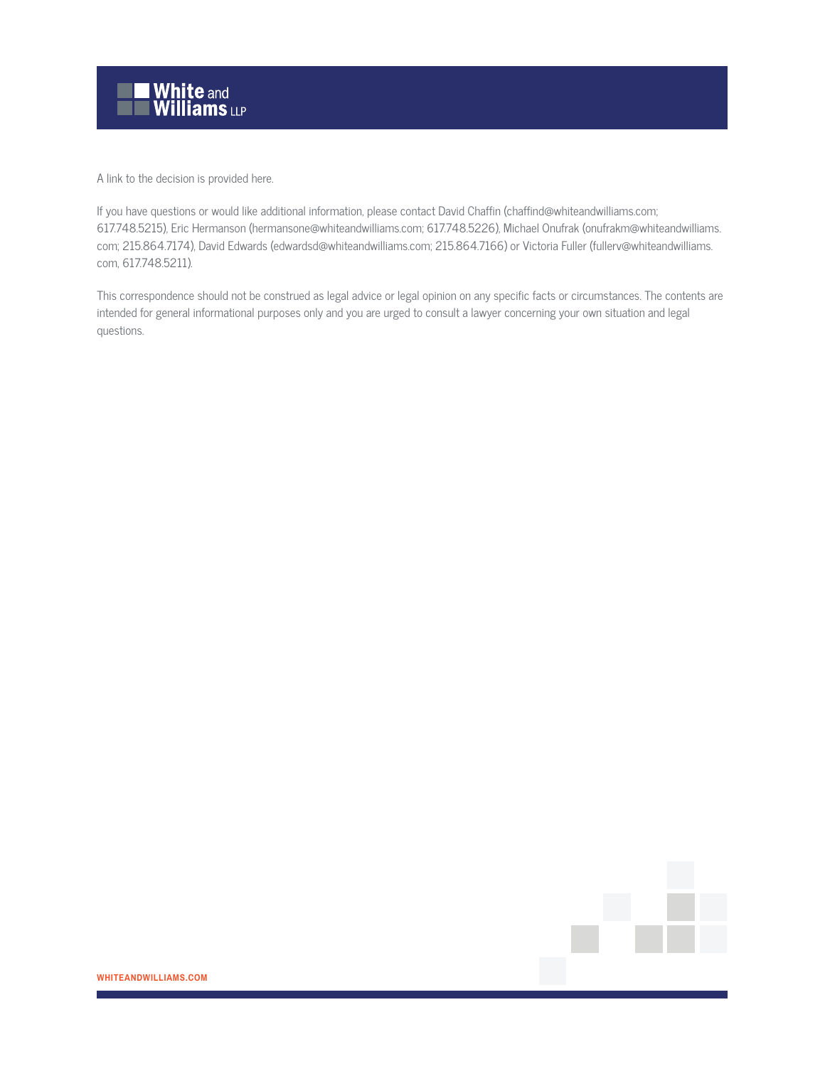A link to the decision is provided here.

If you have questions or would like additional information, please contact David Chaffin (chaffind@whiteandwilliams.com; 617.748.5215), Eric Hermanson (hermansone@whiteandwilliams.com; 617.748.5226), Michael Onufrak (onufrakm@whiteandwilliams.com; 215.864.7174), David Edwards (edwardsd@whiteandwilliams.com; 215.864.7166) or Victoria Fuller (fullerv@whiteandwilliams.com, 617.748.5211).

This correspondence should not be construed as legal advice or legal opinion on any specific facts or circumstances. The contents are intended for general informational purposes only and you are urged to consult a lawyer concerning your own situation and legal questions.